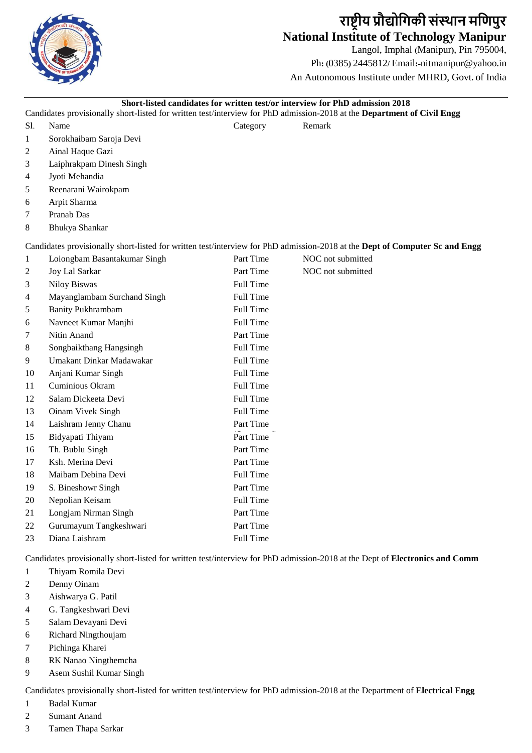# राष्ट्रीय प्रौद्योगिकी संस्थान मणिपुर

## National Institute of Technology Manipur

Langol, Imphal (Manipur), Pin 795004,
Ph: (0385) 2445812/ Email:-nitmanipur@yahoo.in
An Autonomous Institute under MHRD, Govt. of India

---

**Short-listed candidates for written test/or interview for PhD admission 2018**

Candidates provisionally short-listed for written test/interview for PhD admission-2018 at the **Department of Civil Engg**

| Sl. | Name | Category | Remark |
|---|---|---|---|
| 1 | Sorokhaibam Saroja Devi | | |
| 2 | Ainal Haque Gazi | | |
| 3 | Laiphrakpam Dinesh Singh | | |
| 4 | Jyoti Mehandia | | |
| 5 | Reenarani Wairokpam | | |
| 6 | Arpit Sharma | | |
| 7 | Pranab Das | | |
| 8 | Bhukya Shankar | | |

Candidates provisionally short-listed for written test/interview for PhD admission-2018 at the **Dept of Computer Sc and Engg**

| Sl. | Name | Category | Remark |
|---|---|---|---|
| 1 | Loiongbam Basantakumar Singh | Part Time | NOC not submitted |
| 2 | Joy Lal Sarkar | Part Time | NOC not submitted |
| 3 | Niloy Biswas | Full Time | |
| 4 | Mayanglambam Surchand Singh | Full Time | |
| 5 | Banity Pukhrambam | Full Time | |
| 6 | Navneet Kumar Manjhi | Full Time | |
| 7 | Nitin Anand | Part Time | |
| 8 | Songbaikthang Hangsingh | Full Time | |
| 9 | Umakant Dinkar Madawakar | Full Time | |
| 10 | Anjani Kumar Singh | Full Time | |
| 11 | Cuminious Okram | Full Time | |
| 12 | Salam Dickeeta Devi | Full Time | |
| 13 | Oinam Vivek Singh | Full Time | |
| 14 | Laishram Jenny Chanu | Part Time | |
| 15 | Bidyapati Thiyam | Part Time | |
| 16 | Th. Bublu Singh | Part Time | |
| 17 | Ksh. Merina Devi | Part Time | |
| 18 | Maibam Debina Devi | Full Time | |
| 19 | S. Bineshowr Singh | Part Time | |
| 20 | Nepolian Keisam | Full Time | |
| 21 | Longjam Nirman Singh | Part Time | |
| 22 | Gurumayum Tangkeshwari | Part Time | |
| 23 | Diana Laishram | Full Time | |

Candidates provisionally short-listed for written test/interview for PhD admission-2018 at the Dept of **Electronics and Comm**

| Sl. | Name |
|---|---|
| 1 | Thiyam Romila Devi |
| 2 | Denny Oinam |
| 3 | Aishwarya G. Patil |
| 4 | G. Tangkeshwari Devi |
| 5 | Salam Devayani Devi |
| 6 | Richard Ningthoujam |
| 7 | Pichinga Kharei |
| 8 | RK Nanao Ningthemcha |
| 9 | Asem Sushil Kumar Singh |

Candidates provisionally short-listed for written test/interview for PhD admission-2018 at the Department of **Electrical Engg**

| Sl. | Name |
|---|---|
| 1 | Badal Kumar |
| 2 | Sumant Anand |
| 3 | Tamen Thapa Sarkar |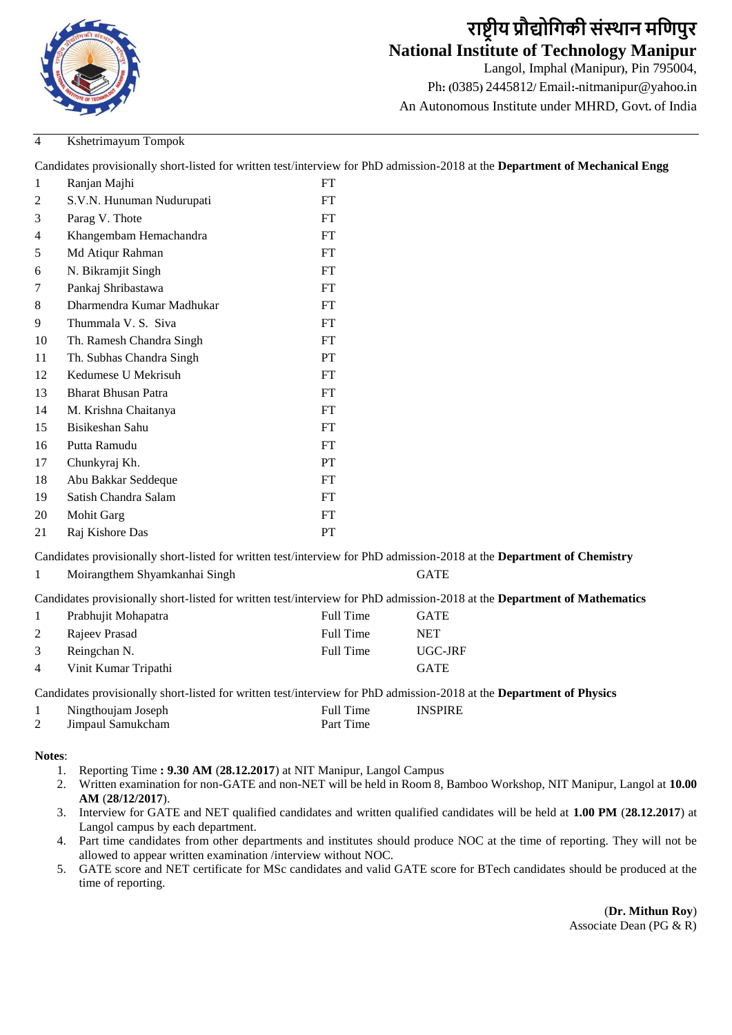राष्ट्रीय प्रौद्योगिकी संस्थान मणिपुर

**National Institute of Technology Manipur**

Langol, Imphal (Manipur), Pin 795004,
Ph: (0385) 2445812/ Email:-nitmanipur@yahoo.in
An Autonomous Institute under MHRD, Govt. of India

| | |
|---|---|
| 4 | Kshetrimayum Tompok |

Candidates provisionally short-listed for written test/interview for PhD admission-2018 at the **Department of Mechanical Engg**

| | | |
|---|---|---|
| 1 | Ranjan Majhi | FT |
| 2 | S.V.N. Hunuman Nudurupati | FT |
| 3 | Parag V. Thote | FT |
| 4 | Khangembam Hemachandra | FT |
| 5 | Md Atiqur Rahman | FT |
| 6 | N. Bikramjit Singh | FT |
| 7 | Pankaj Shribastawa | FT |
| 8 | Dharmendra Kumar Madhukar | FT |
| 9 | Thummala V. S. Siva | FT |
| 10 | Th. Ramesh Chandra Singh | FT |
| 11 | Th. Subhas Chandra Singh | PT |
| 12 | Kedumese U Mekrisuh | FT |
| 13 | Bharat Bhusan Patra | FT |
| 14 | M. Krishna Chaitanya | FT |
| 15 | Bisikeshan Sahu | FT |
| 16 | Putta Ramudu | FT |
| 17 | Chunkyraj Kh. | PT |
| 18 | Abu Bakkar Seddeque | FT |
| 19 | Satish Chandra Salam | FT |
| 20 | Mohit Garg | FT |
| 21 | Raj Kishore Das | PT |

Candidates provisionally short-listed for written test/interview for PhD admission-2018 at the **Department of Chemistry**

| | | | |
|---|---|---|---|
| 1 | Moirangthem Shyamkanhai Singh | | GATE |

Candidates provisionally short-listed for written test/interview for PhD admission-2018 at the **Department of Mathematics**

| | | | |
|---|---|---|---|
| 1 | Prabhujit Mohapatra | Full Time | GATE |
| 2 | Rajeev Prasad | Full Time | NET |
| 3 | Reingchan N. | Full Time | UGC-JRF |
| 4 | Vinit Kumar Tripathi | | GATE |

Candidates provisionally short-listed for written test/interview for PhD admission-2018 at the **Department of Physics**

| | | | |
|---|---|---|---|
| 1 | Ningthoujam Joseph | Full Time | INSPIRE |
| 2 | Jimpaul Samukcham | Part Time | |

**Notes**:

1. Reporting Time **: 9.30 AM** (**28.12.2017**) at NIT Manipur, Langol Campus
2. Written examination for non-GATE and non-NET will be held in Room 8, Bamboo Workshop, NIT Manipur, Langol at **10.00 AM** (**28/12/2017**).
3. Interview for GATE and NET qualified candidates and written qualified candidates will be held at **1.00 PM** (**28.12.2017**) at Langol campus by each department.
4. Part time candidates from other departments and institutes should produce NOC at the time of reporting. They will not be allowed to appear written examination /interview without NOC.
5. GATE score and NET certificate for MSc candidates and valid GATE score for BTech candidates should be produced at the time of reporting.

(**Dr. Mithun Roy**)
Associate Dean (PG & R)